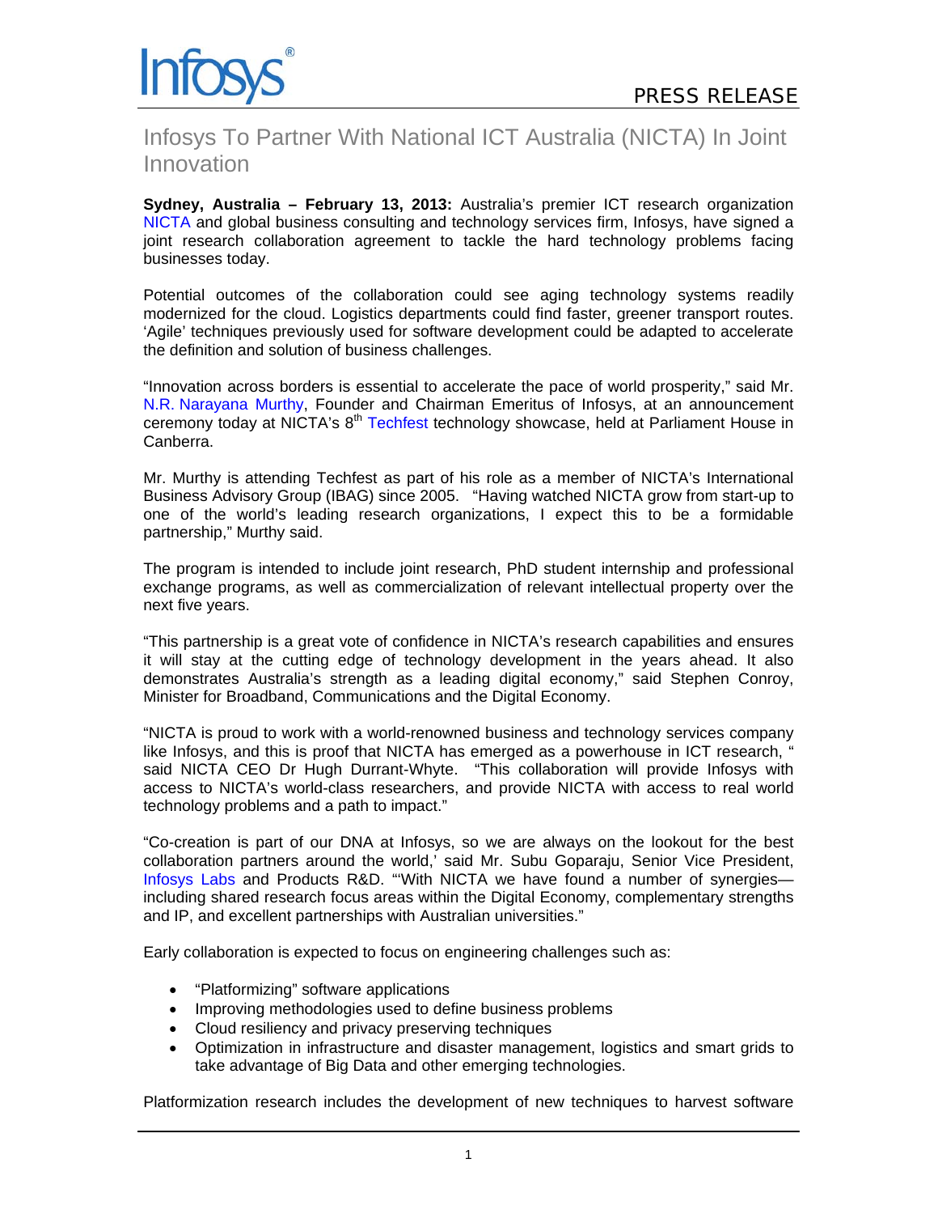PRESS RELEASE

# Infosys To Partner With National ICT Australia (NICTA) In Joint Innovation

**Sydney, Australia – February 13, 2013:** Australia's premier ICT research organization NICTA and global business consulting and technology services firm, Infosys, have signed a joint research collaboration agreement to tackle the hard technology problems facing businesses today.

Potential outcomes of the collaboration could see aging technology systems readily modernized for the cloud. Logistics departments could find faster, greener transport routes. 'Agile' techniques previously used for software development could be adapted to accelerate the definition and solution of business challenges.

"Innovation across borders is essential to accelerate the pace of world prosperity," said Mr. N.R. Narayana Murthy, Founder and Chairman Emeritus of Infosys, at an announcement ceremony today at NICTA's 8th Techfest technology showcase, held at Parliament House in Canberra.

Mr. Murthy is attending Techfest as part of his role as a member of NICTA's International Business Advisory Group (IBAG) since 2005. "Having watched NICTA grow from start-up to one of the world's leading research organizations, I expect this to be a formidable partnership," Murthy said.

The program is intended to include joint research, PhD student internship and professional exchange programs, as well as commercialization of relevant intellectual property over the next five years.

"This partnership is a great vote of confidence in NICTA's research capabilities and ensures it will stay at the cutting edge of technology development in the years ahead. It also demonstrates Australia's strength as a leading digital economy," said Stephen Conroy, Minister for Broadband, Communications and the Digital Economy.

"NICTA is proud to work with a world-renowned business and technology services company like Infosys, and this is proof that NICTA has emerged as a powerhouse in ICT research, " said NICTA CEO Dr Hugh Durrant-Whyte. "This collaboration will provide Infosys with access to NICTA's world-class researchers, and provide NICTA with access to real world technology problems and a path to impact."

"Co-creation is part of our DNA at Infosys, so we are always on the lookout for the best collaboration partners around the world,' said Mr. Subu Goparaju, Senior Vice President, Infosys Labs and Products R&D. "'With NICTA we have found a number of synergies—including shared research focus areas within the Digital Economy, complementary strengths and IP, and excellent partnerships with Australian universities."

Early collaboration is expected to focus on engineering challenges such as:

- "Platformizing" software applications
- Improving methodologies used to define business problems
- Cloud resiliency and privacy preserving techniques
- Optimization in infrastructure and disaster management, logistics and smart grids to take advantage of Big Data and other emerging technologies.

Platformization research includes the development of new techniques to harvest software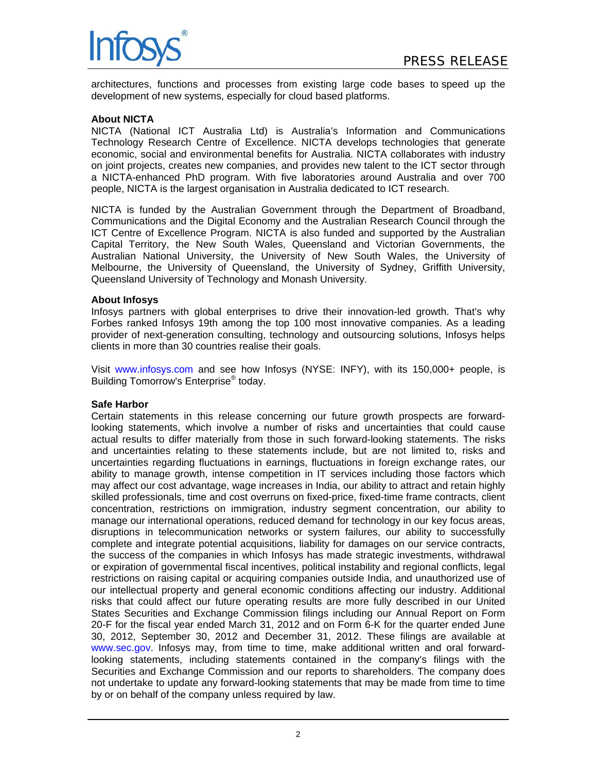architectures, functions and processes from existing large code bases to speed up the development of new systems, especially for cloud based platforms.

**About NICTA**

NICTA (National ICT Australia Ltd) is Australia's Information and Communications Technology Research Centre of Excellence. NICTA develops technologies that generate economic, social and environmental benefits for Australia. NICTA collaborates with industry on joint projects, creates new companies, and provides new talent to the ICT sector through a NICTA-enhanced PhD program. With five laboratories around Australia and over 700 people, NICTA is the largest organisation in Australia dedicated to ICT research.

NICTA is funded by the Australian Government through the Department of Broadband, Communications and the Digital Economy and the Australian Research Council through the ICT Centre of Excellence Program. NICTA is also funded and supported by the Australian Capital Territory, the New South Wales, Queensland and Victorian Governments, the Australian National University, the University of New South Wales, the University of Melbourne, the University of Queensland, the University of Sydney, Griffith University, Queensland University of Technology and Monash University.

**About Infosys**

Infosys partners with global enterprises to drive their innovation-led growth. That's why Forbes ranked Infosys 19th among the top 100 most innovative companies. As a leading provider of next-generation consulting, technology and outsourcing solutions, Infosys helps clients in more than 30 countries realise their goals.

Visit www.infosys.com and see how Infosys (NYSE: INFY), with its 150,000+ people, is Building Tomorrow's Enterprise® today.

**Safe Harbor**

Certain statements in this release concerning our future growth prospects are forward-looking statements, which involve a number of risks and uncertainties that could cause actual results to differ materially from those in such forward-looking statements. The risks and uncertainties relating to these statements include, but are not limited to, risks and uncertainties regarding fluctuations in earnings, fluctuations in foreign exchange rates, our ability to manage growth, intense competition in IT services including those factors which may affect our cost advantage, wage increases in India, our ability to attract and retain highly skilled professionals, time and cost overruns on fixed-price, fixed-time frame contracts, client concentration, restrictions on immigration, industry segment concentration, our ability to manage our international operations, reduced demand for technology in our key focus areas, disruptions in telecommunication networks or system failures, our ability to successfully complete and integrate potential acquisitions, liability for damages on our service contracts, the success of the companies in which Infosys has made strategic investments, withdrawal or expiration of governmental fiscal incentives, political instability and regional conflicts, legal restrictions on raising capital or acquiring companies outside India, and unauthorized use of our intellectual property and general economic conditions affecting our industry. Additional risks that could affect our future operating results are more fully described in our United States Securities and Exchange Commission filings including our Annual Report on Form 20-F for the fiscal year ended March 31, 2012 and on Form 6-K for the quarter ended June 30, 2012, September 30, 2012 and December 31, 2012. These filings are available at www.sec.gov. Infosys may, from time to time, make additional written and oral forward-looking statements, including statements contained in the company's filings with the Securities and Exchange Commission and our reports to shareholders. The company does not undertake to update any forward-looking statements that may be made from time to time by or on behalf of the company unless required by law.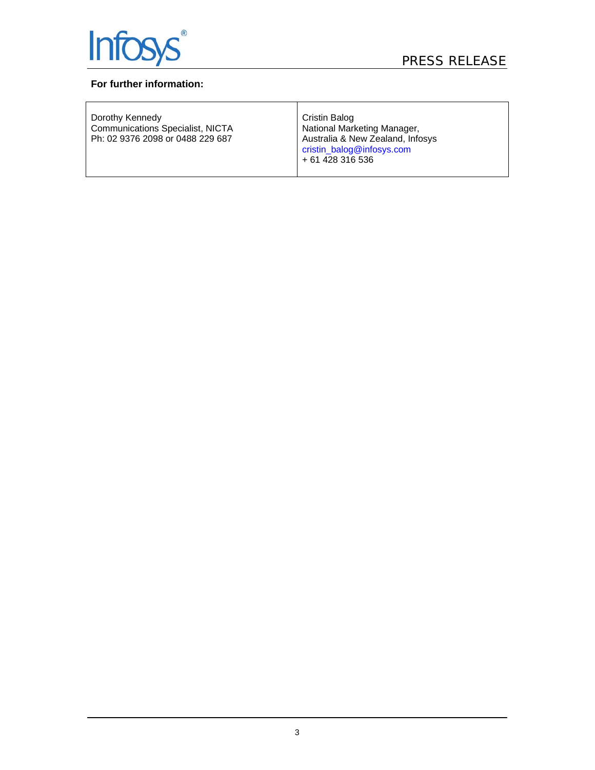**For further information:**

| | |
|---|---|
| Dorothy Kennedy<br>Communications Specialist, NICTA<br>Ph: 02 9376 2098 or 0488 229 687 | Cristin Balog<br>National Marketing Manager,<br>Australia & New Zealand, Infosys<br>cristin_balog@infosys.com<br>+ 61 428 316 536 |